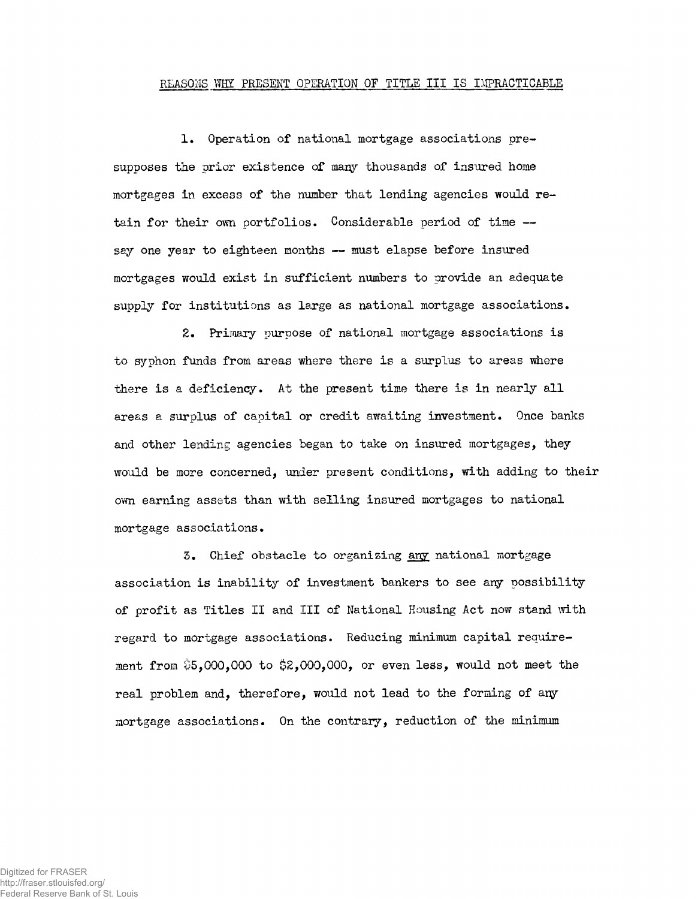REASONS WHY PRESENT OPERATION OF TITLE III IS IMPRACTICABLE

1. Operation of national mortgage associations presupposes the prior existence of many thousands of insured home mortgages in excess of the number that lending agencies would retain for their own portfolios. Considerable period of time -- say one year to eighteen months -- must elapse before insured mortgages would exist in sufficient numbers to provide an adequate supply for institutions as large as national mortgage associations.

2. Primary purpose of national mortgage associations is to syphon funds from areas where there is a surplus to areas where there is a deficiency. At the present time there is in nearly all areas a surplus of capital or credit awaiting investment. Once banks and other lending agencies began to take on insured mortgages, they would be more concerned, under present conditions, with adding to their own earning assets than with selling insured mortgages to national mortgage associations.

3. Chief obstacle to organizing <u>any</u> national mortgage association is inability of investment bankers to see any possibility of profit as Titles II and III of National Housing Act now stand with regard to mortgage associations. Reducing minimum capital requirement from $5,000,000 to $2,000,000, or even less, would not meet the real problem and, therefore, would not lead to the forming of any mortgage associations. On the contrary, reduction of the minimum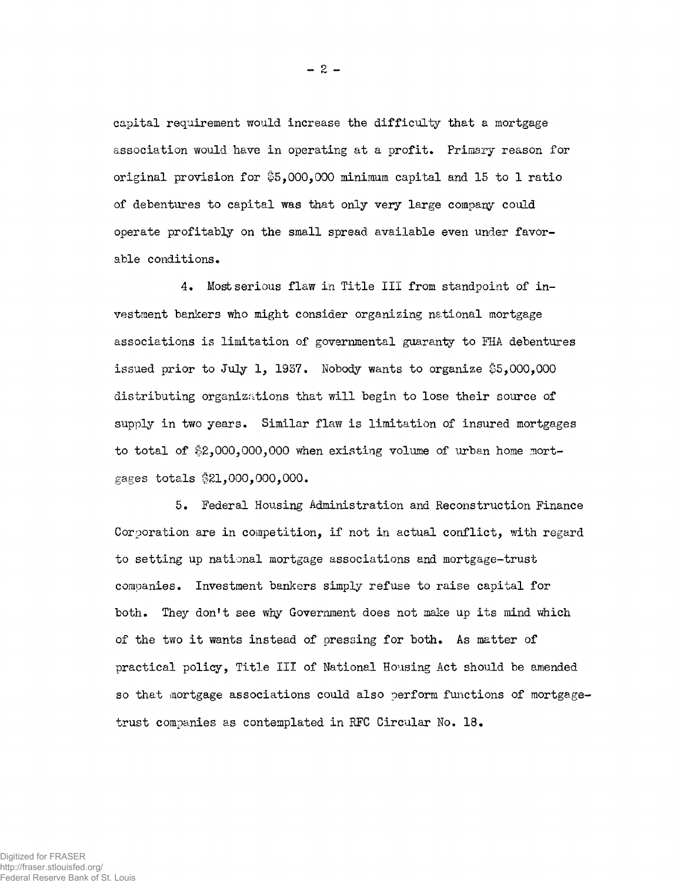capital requirement would increase the difficulty that a mortgage association would have in operating at a profit. Primary reason for original provision for $5,000,000 minimum capital and 15 to 1 ratio of debentures to capital was that only very large company could operate profitably on the small spread available even under favorable conditions.

4. Most serious flaw in Title III from standpoint of investment bankers who might consider organizing national mortgage associations is limitation of governmental guaranty to FHA debentures issued prior to July 1, 1937. Nobody wants to organize $5,000,000 distributing organizations that will begin to lose their source of supply in two years. Similar flaw is limitation of insured mortgages to total of $2,000,000,000 when existing volume of urban home mortgages totals $21,000,000,000.

5. Federal Housing Administration and Reconstruction Finance Corporation are in competition, if not in actual conflict, with regard to setting up national mortgage associations and mortgage-trust companies. Investment bankers simply refuse to raise capital for both. They don't see why Government does not make up its mind which of the two it wants instead of pressing for both. As matter of practical policy, Title III of National Housing Act should be amended so that mortgage associations could also perform functions of mortgage-trust companies as contemplated in RFC Circular No. 18.